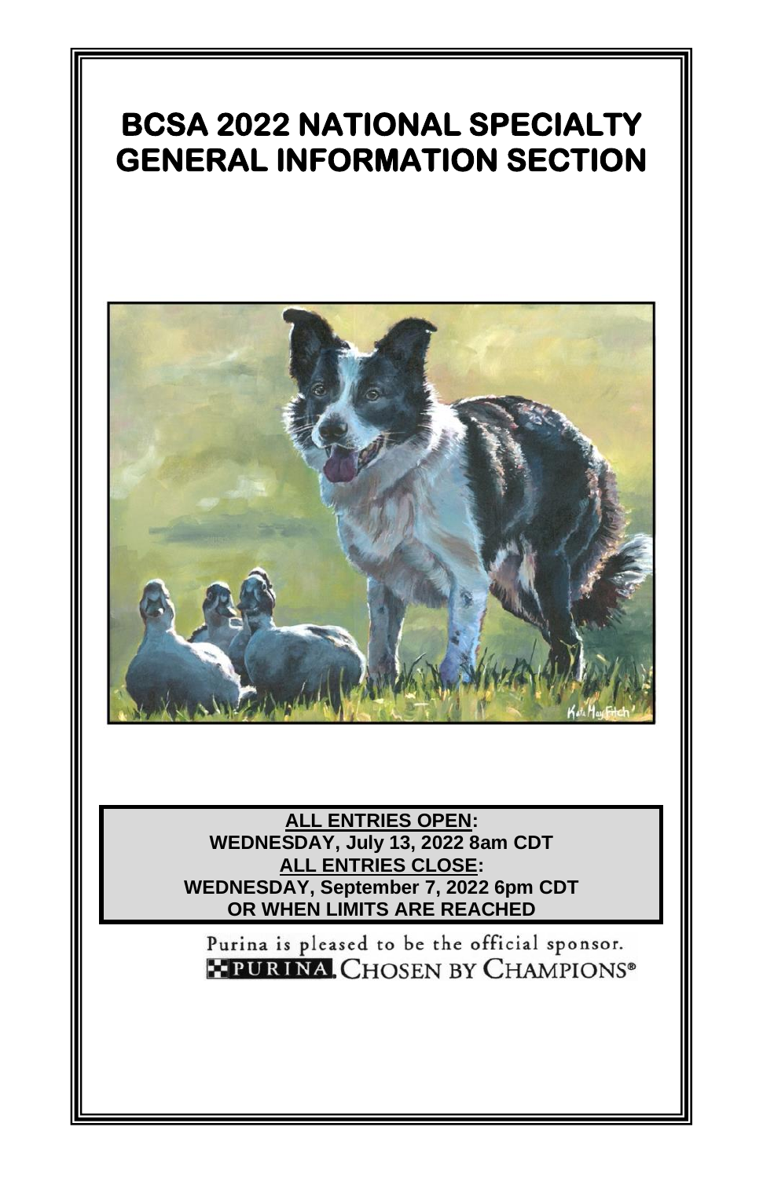# BCSA 2022 NATIONAL SPECIALTY GENERAL INFORMATION SECTION

**ALL ENTRIES OPEN:**
**WEDNESDAY, July 13, 2022 8am CDT**
**ALL ENTRIES CLOSE:**
**WEDNESDAY, September 7, 2022 6pm CDT**
**OR WHEN LIMITS ARE REACHED**

Purina is pleased to be the official sponsor.
PURINA. CHOSEN BY CHAMPIONS®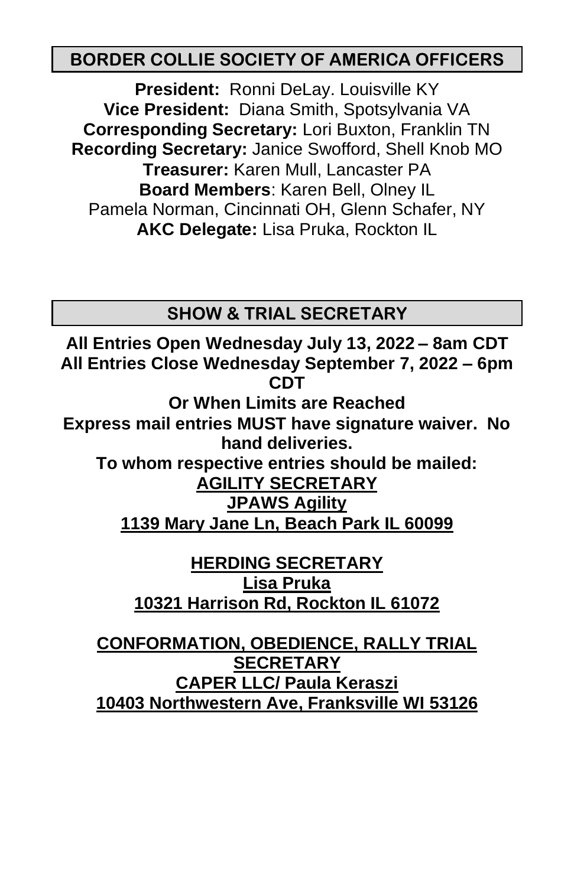## BORDER COLLIE SOCIETY OF AMERICA OFFICERS

**President:** Ronni DeLay. Louisville KY
**Vice President:** Diana Smith, Spotsylvania VA
**Corresponding Secretary:** Lori Buxton, Franklin TN
**Recording Secretary:** Janice Swofford, Shell Knob MO
**Treasurer:** Karen Mull, Lancaster PA
**Board Members**: Karen Bell, Olney IL
Pamela Norman, Cincinnati OH, Glenn Schafer, NY
**AKC Delegate:** Lisa Pruka, Rockton IL

## SHOW & TRIAL SECRETARY

**All Entries Open Wednesday July 13, 2022 – 8am CDT**
**All Entries Close Wednesday September 7, 2022 – 6pm CDT**
**Or When Limits are Reached**
**Express mail entries MUST have signature waiver. No hand deliveries.**
**To whom respective entries should be mailed:**

**AGILITY SECRETARY**
**JPAWS Agility**
**1139 Mary Jane Ln, Beach Park IL 60099**

**HERDING SECRETARY**
**Lisa Pruka**
**10321 Harrison Rd, Rockton IL 61072**

**CONFORMATION, OBEDIENCE, RALLY TRIAL SECRETARY**
**CAPER LLC/ Paula Keraszi**
**10403 Northwestern Ave, Franksville WI 53126**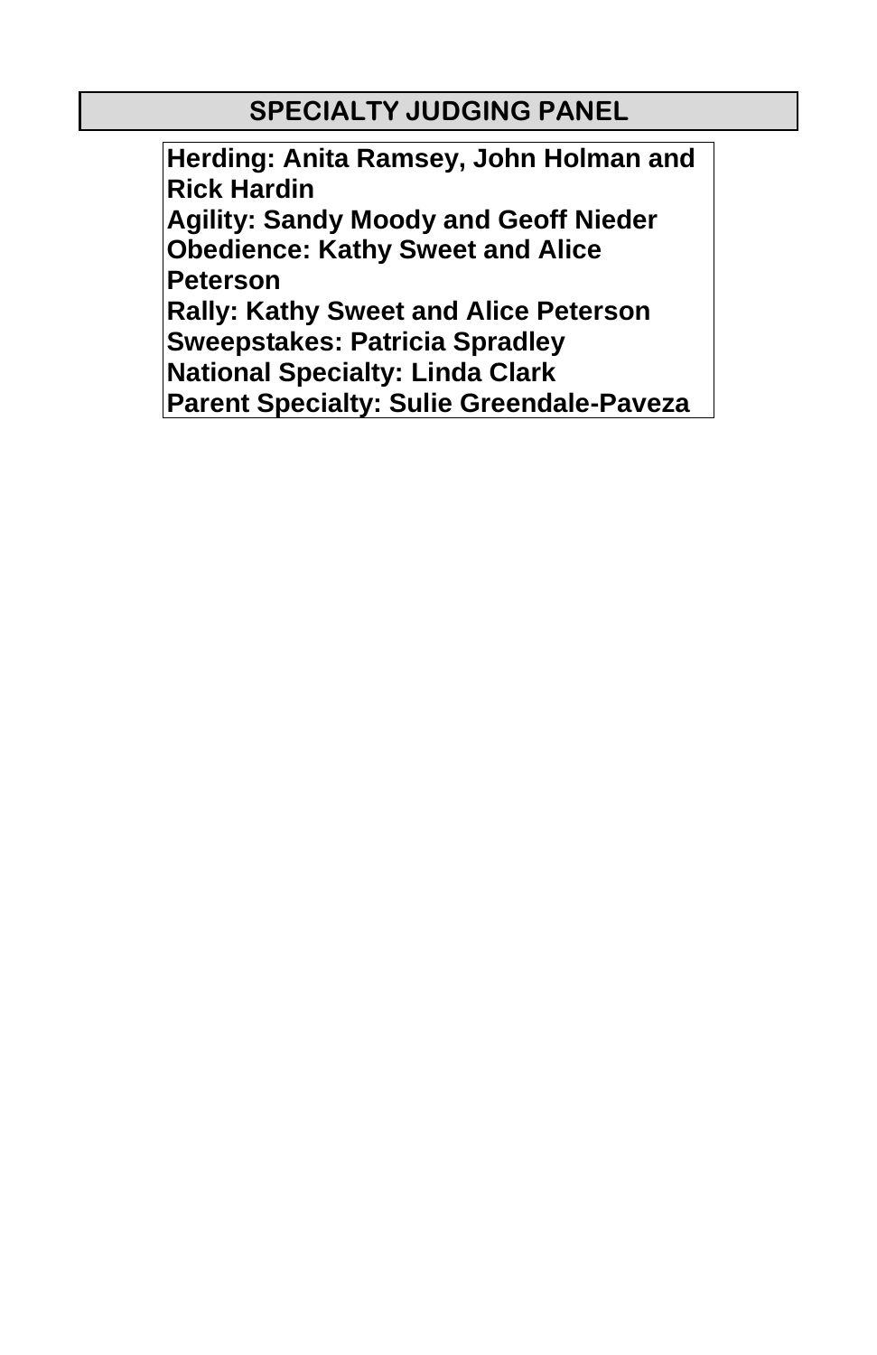## SPECIALTY JUDGING PANEL

**Herding: Anita Ramsey, John Holman and Rick Hardin**
**Agility: Sandy Moody and Geoff Nieder**
**Obedience: Kathy Sweet and Alice Peterson**
**Rally: Kathy Sweet and Alice Peterson**
**Sweepstakes: Patricia Spradley**
**National Specialty: Linda Clark**
**Parent Specialty: Sulie Greendale-Paveza**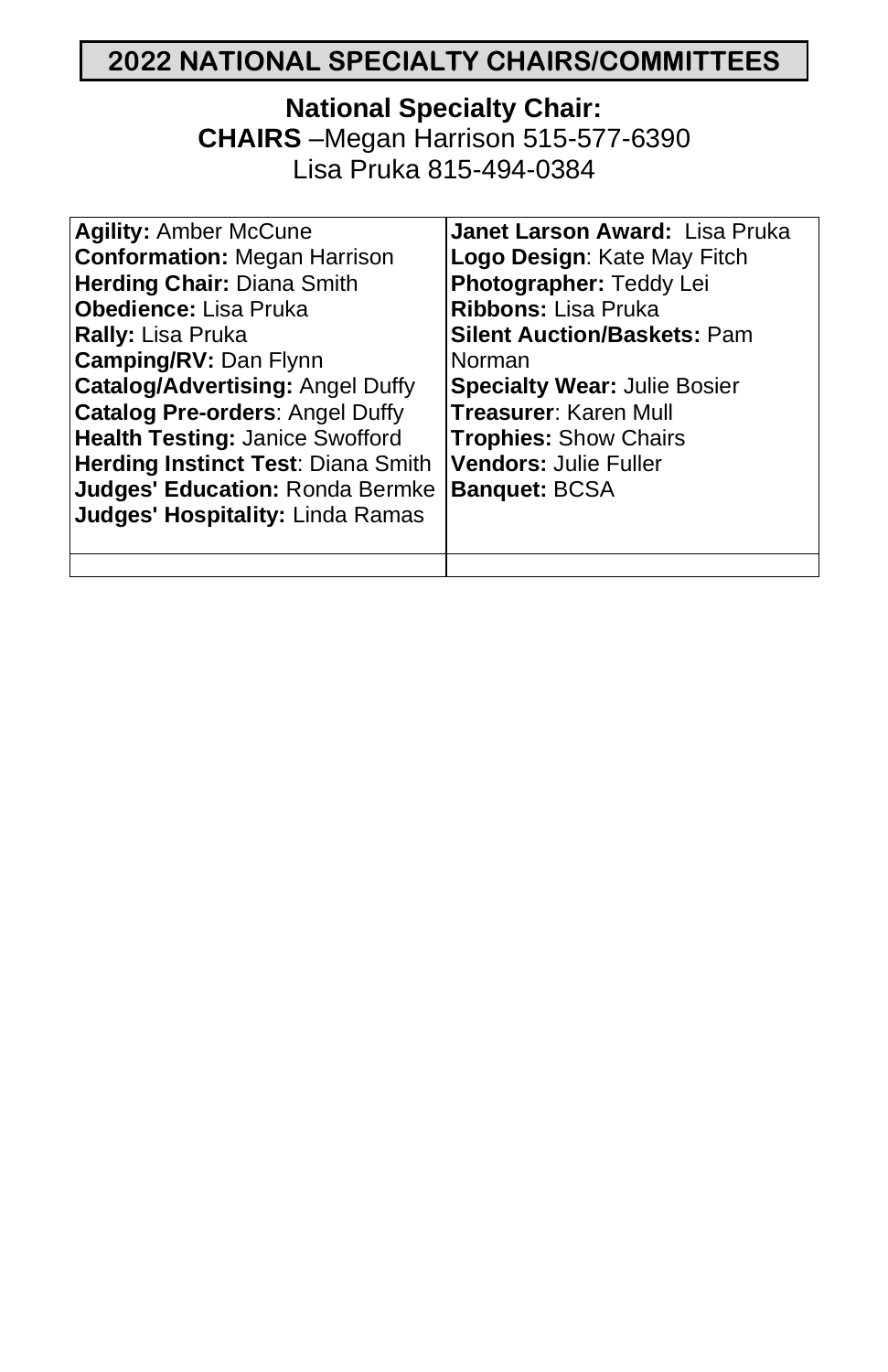# 2022 NATIONAL SPECIALTY CHAIRS/COMMITTEES

**National Specialty Chair:**
**CHAIRS** –Megan Harrison 515-577-6390
Lisa Pruka 815-494-0384

| | |
|---|---|
| **Agility:** Amber McCune<br>**Conformation:** Megan Harrison<br>**Herding Chair:** Diana Smith<br>**Obedience:** Lisa Pruka<br>**Rally:** Lisa Pruka<br>**Camping/RV:** Dan Flynn<br>**Catalog/Advertising:** Angel Duffy<br>**Catalog Pre-orders**: Angel Duffy<br>**Health Testing:** Janice Swofford<br>**Herding Instinct Test**: Diana Smith<br>**Judges' Education:** Ronda Bermke<br>**Judges' Hospitality:** Linda Ramas | **Janet Larson Award:** Lisa Pruka<br>**Logo Design**: Kate May Fitch<br>**Photographer:** Teddy Lei<br>**Ribbons:** Lisa Pruka<br>**Silent Auction/Baskets:** Pam Norman<br>**Specialty Wear:** Julie Bosier<br>**Treasurer**: Karen Mull<br>**Trophies:** Show Chairs<br>**Vendors:** Julie Fuller<br>**Banquet:** BCSA |
| | |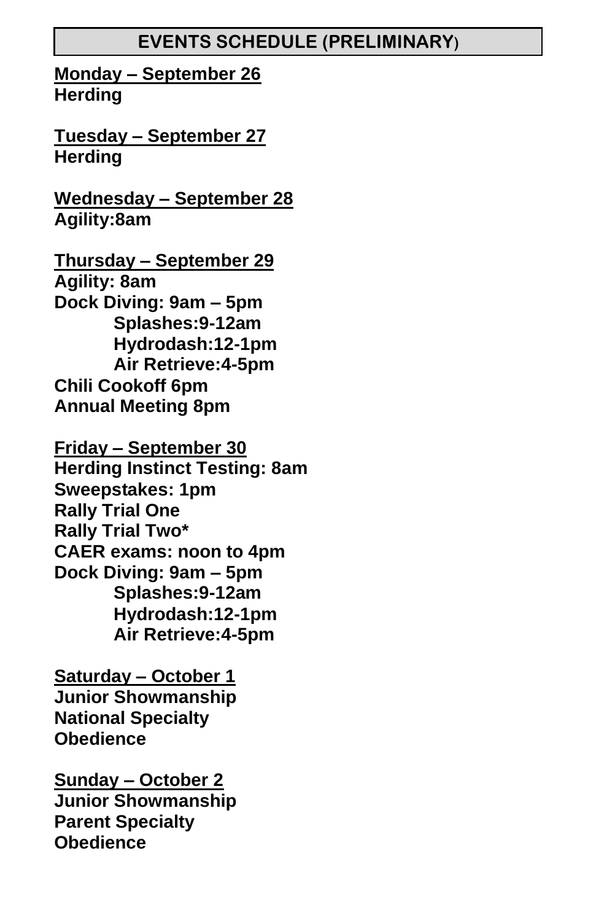## EVENTS SCHEDULE (PRELIMINARY)

**Monday – September 26**
**Herding**

**Tuesday – September 27**
**Herding**

**Wednesday – September 28**
**Agility:8am**

**Thursday – September 29**
**Agility: 8am**
**Dock Diving: 9am – 5pm**
- **Splashes:9-12am**
- **Hydrodash:12-1pm**
- **Air Retrieve:4-5pm**

**Chili Cookoff 6pm**
**Annual Meeting 8pm**

**Friday – September 30**
**Herding Instinct Testing: 8am**
**Sweepstakes: 1pm**
**Rally Trial One**
**Rally Trial Two***
**CAER exams: noon to 4pm**
**Dock Diving: 9am – 5pm**
- **Splashes:9-12am**
- **Hydrodash:12-1pm**
- **Air Retrieve:4-5pm**

**Saturday – October 1**
**Junior Showmanship**
**National Specialty**
**Obedience**

**Sunday – October 2**
**Junior Showmanship**
**Parent Specialty**
**Obedience**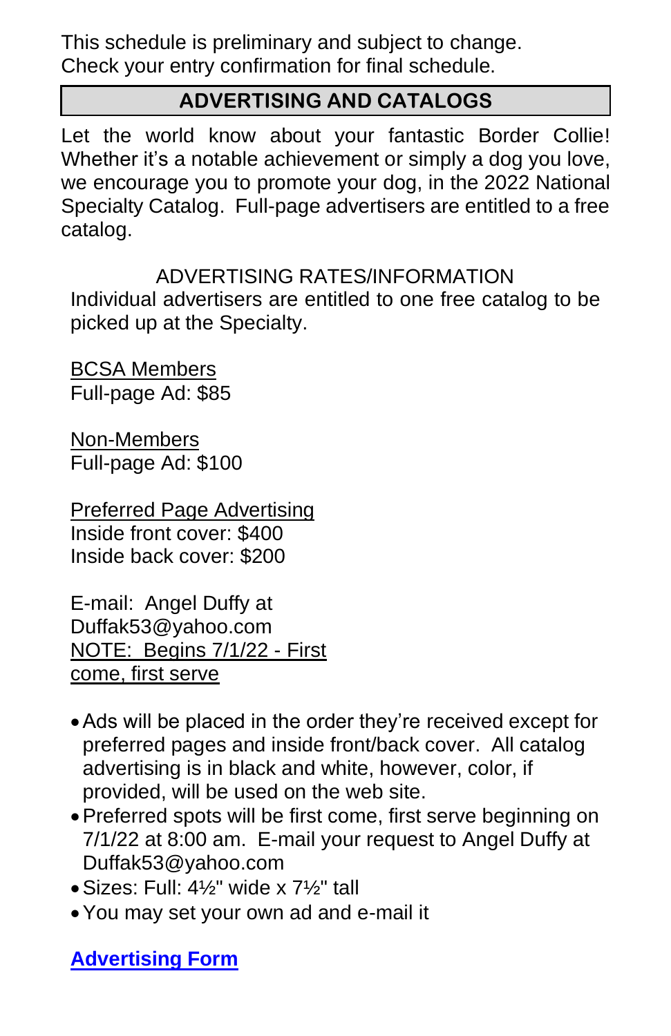This schedule is preliminary and subject to change.
Check your entry confirmation for final schedule.

## ADVERTISING AND CATALOGS

Let the world know about your fantastic Border Collie! Whether it's a notable achievement or simply a dog you love, we encourage you to promote your dog, in the 2022 National Specialty Catalog. Full-page advertisers are entitled to a free catalog.

### ADVERTISING RATES/INFORMATION

Individual advertisers are entitled to one free catalog to be picked up at the Specialty.

BCSA Members
Full-page Ad: $85

Non-Members
Full-page Ad: $100

Preferred Page Advertising
Inside front cover: $400
Inside back cover: $200

E-mail: Angel Duffy at Duffak53@yahoo.com
NOTE: Begins 7/1/22 - First come, first serve

- Ads will be placed in the order they're received except for preferred pages and inside front/back cover. All catalog advertising is in black and white, however, color, if provided, will be used on the web site.
- Preferred spots will be first come, first serve beginning on 7/1/22 at 8:00 am. E-mail your request to Angel Duffy at Duffak53@yahoo.com
- Sizes: Full: 4½" wide x 7½" tall
- You may set your own ad and e-mail it

**Advertising Form**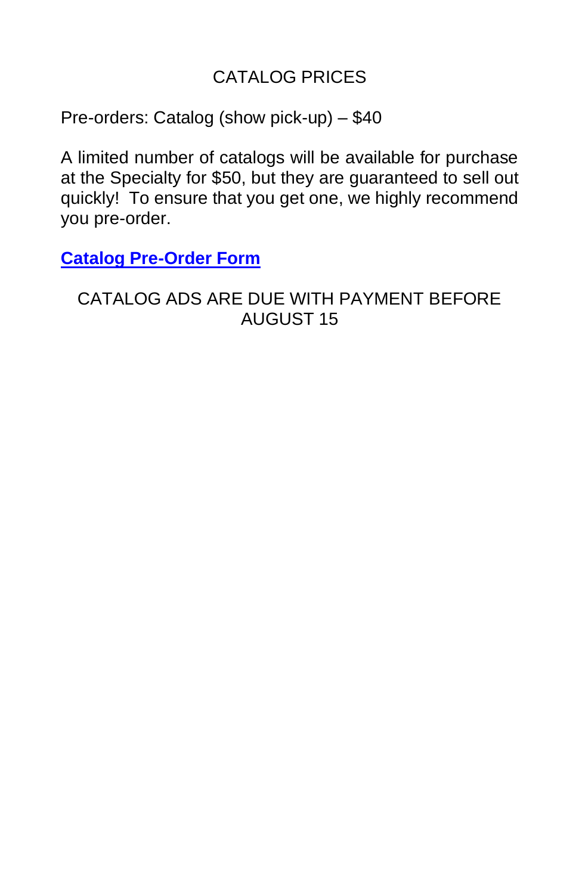# CATALOG PRICES

Pre-orders: Catalog (show pick-up) – $40

A limited number of catalogs will be available for purchase at the Specialty for $50, but they are guaranteed to sell out quickly! To ensure that you get one, we highly recommend you pre-order.

**Catalog Pre-Order Form**

CATALOG ADS ARE DUE WITH PAYMENT BEFORE AUGUST 15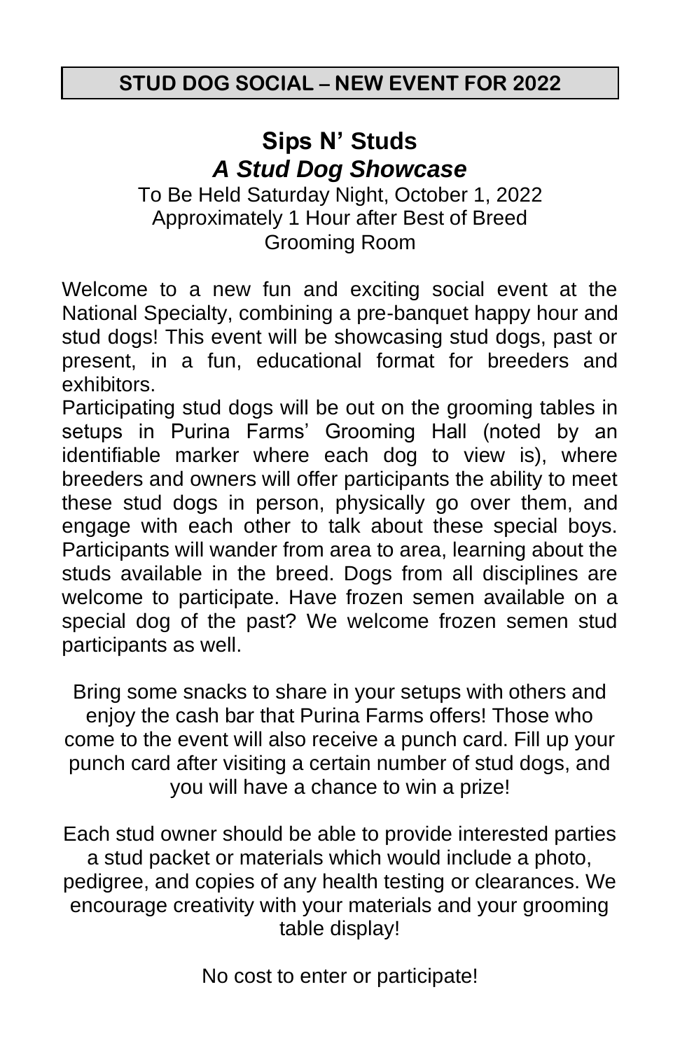## STUD DOG SOCIAL – NEW EVENT FOR 2022

# Sips N' Studs

## *A Stud Dog Showcase*

To Be Held Saturday Night, October 1, 2022
Approximately 1 Hour after Best of Breed
Grooming Room

Welcome to a new fun and exciting social event at the National Specialty, combining a pre-banquet happy hour and stud dogs! This event will be showcasing stud dogs, past or present, in a fun, educational format for breeders and exhibitors.

Participating stud dogs will be out on the grooming tables in setups in Purina Farms' Grooming Hall (noted by an identifiable marker where each dog to view is), where breeders and owners will offer participants the ability to meet these stud dogs in person, physically go over them, and engage with each other to talk about these special boys. Participants will wander from area to area, learning about the studs available in the breed. Dogs from all disciplines are welcome to participate. Have frozen semen available on a special dog of the past? We welcome frozen semen stud participants as well.

Bring some snacks to share in your setups with others and enjoy the cash bar that Purina Farms offers! Those who come to the event will also receive a punch card. Fill up your punch card after visiting a certain number of stud dogs, and you will have a chance to win a prize!

Each stud owner should be able to provide interested parties a stud packet or materials which would include a photo, pedigree, and copies of any health testing or clearances. We encourage creativity with your materials and your grooming table display!

No cost to enter or participate!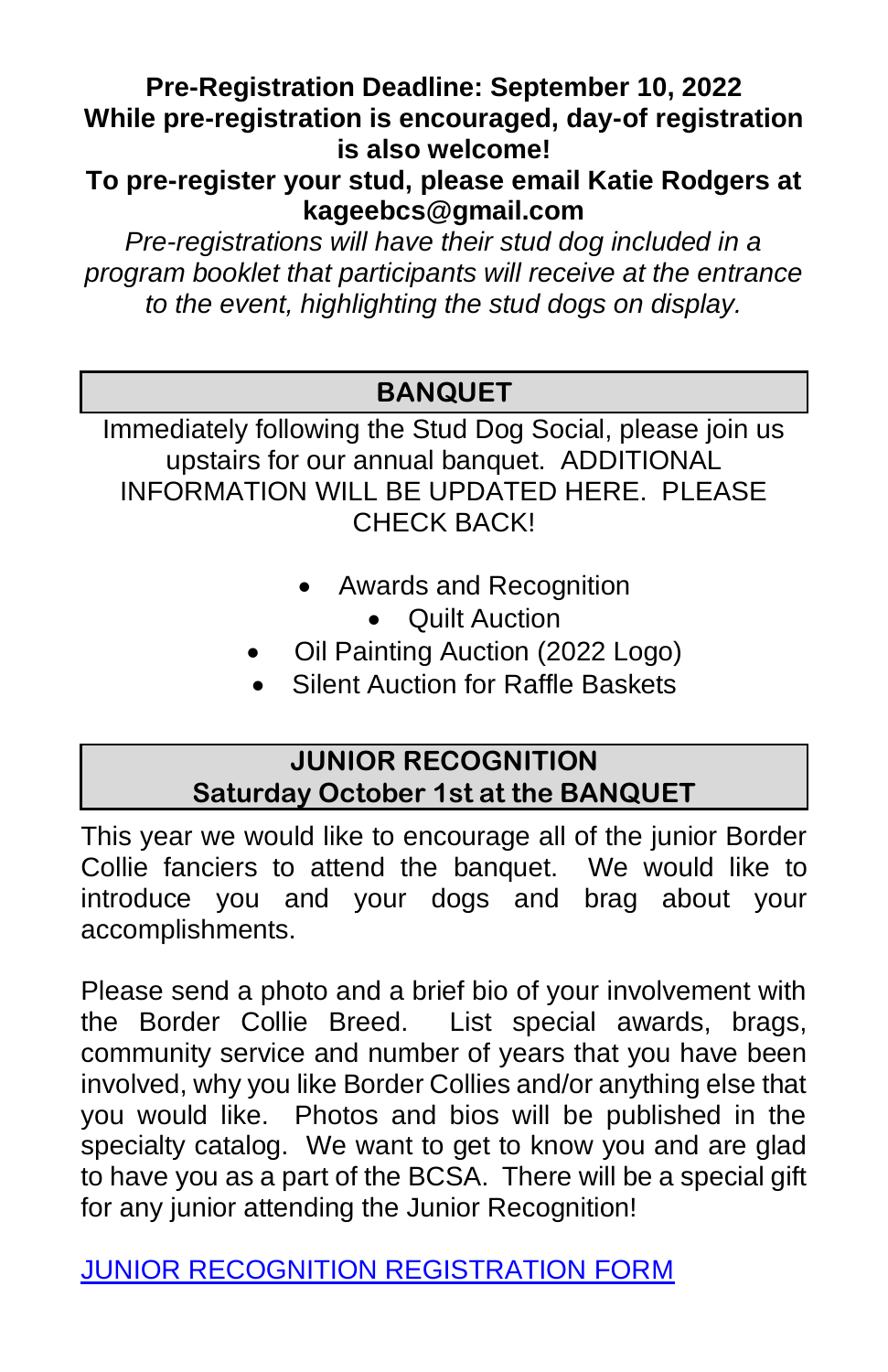**Pre-Registration Deadline: September 10, 2022**
**While pre-registration is encouraged, day-of registration is also welcome!**
**To pre-register your stud, please email Katie Rodgers at kageebcs@gmail.com**

*Pre-registrations will have their stud dog included in a program booklet that participants will receive at the entrance to the event, highlighting the stud dogs on display.*

## BANQUET

Immediately following the Stud Dog Social, please join us upstairs for our annual banquet. ADDITIONAL INFORMATION WILL BE UPDATED HERE. PLEASE CHECK BACK!

- Awards and Recognition
- Quilt Auction
- Oil Painting Auction (2022 Logo)
- Silent Auction for Raffle Baskets

## JUNIOR RECOGNITION
## Saturday October 1st at the BANQUET

This year we would like to encourage all of the junior Border Collie fanciers to attend the banquet. We would like to introduce you and your dogs and brag about your accomplishments.

Please send a photo and a brief bio of your involvement with the Border Collie Breed. List special awards, brags, community service and number of years that you have been involved, why you like Border Collies and/or anything else that you would like. Photos and bios will be published in the specialty catalog. We want to get to know you and are glad to have you as a part of the BCSA. There will be a special gift for any junior attending the Junior Recognition!

JUNIOR RECOGNITION REGISTRATION FORM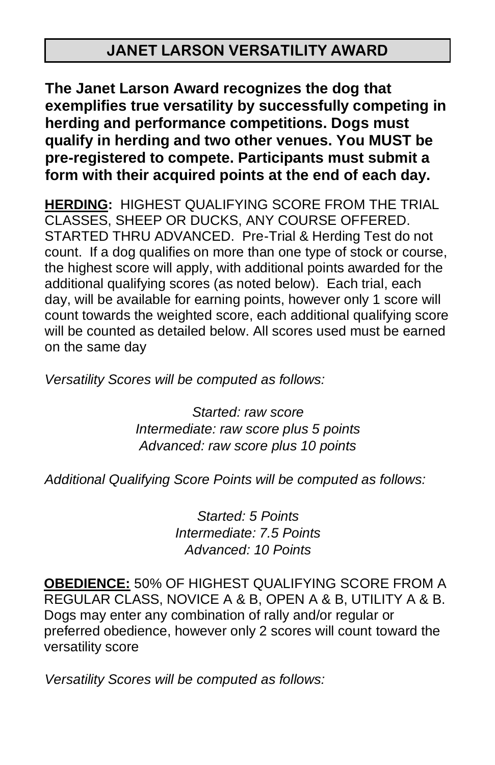## JANET LARSON VERSATILITY AWARD

**The Janet Larson Award recognizes the dog that exemplifies true versatility by successfully competing in herding and performance competitions. Dogs must qualify in herding and two other venues. You MUST be pre-registered to compete. Participants must submit a form with their acquired points at the end of each day.**

**HERDING:** HIGHEST QUALIFYING SCORE FROM THE TRIAL CLASSES, SHEEP OR DUCKS, ANY COURSE OFFERED. STARTED THRU ADVANCED. Pre-Trial & Herding Test do not count. If a dog qualifies on more than one type of stock or course, the highest score will apply, with additional points awarded for the additional qualifying scores (as noted below). Each trial, each day, will be available for earning points, however only 1 score will count towards the weighted score, each additional qualifying score will be counted as detailed below. All scores used must be earned on the same day

*Versatility Scores will be computed as follows:*

*Started: raw score*
*Intermediate: raw score plus 5 points*
*Advanced: raw score plus 10 points*

*Additional Qualifying Score Points will be computed as follows:*

*Started: 5 Points*
*Intermediate: 7.5 Points*
*Advanced: 10 Points*

**OBEDIENCE:** 50% OF HIGHEST QUALIFYING SCORE FROM A REGULAR CLASS, NOVICE A & B, OPEN A & B, UTILITY A & B. Dogs may enter any combination of rally and/or regular or preferred obedience, however only 2 scores will count toward the versatility score

*Versatility Scores will be computed as follows:*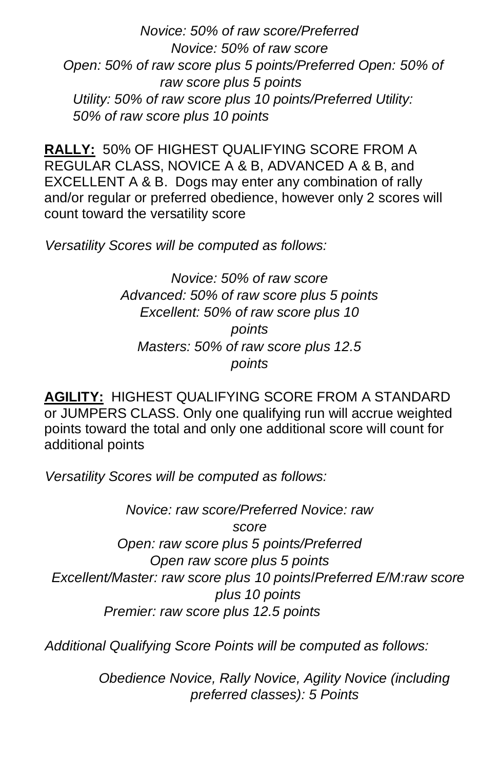*Novice: 50% of raw score/Preferred Novice: 50% of raw score*
*Open: 50% of raw score plus 5 points/Preferred Open: 50% of raw score plus 5 points*
*Utility: 50% of raw score plus 10 points/Preferred Utility: 50% of raw score plus 10 points*

**RALLY:** 50% OF HIGHEST QUALIFYING SCORE FROM A REGULAR CLASS, NOVICE A & B, ADVANCED A & B, and EXCELLENT A & B. Dogs may enter any combination of rally and/or regular or preferred obedience, however only 2 scores will count toward the versatility score

*Versatility Scores will be computed as follows:*

*Novice: 50% of raw score*
*Advanced: 50% of raw score plus 5 points*
*Excellent: 50% of raw score plus 10 points*
*Masters: 50% of raw score plus 12.5 points*

**AGILITY:** HIGHEST QUALIFYING SCORE FROM A STANDARD or JUMPERS CLASS. Only one qualifying run will accrue weighted points toward the total and only one additional score will count for additional points

*Versatility Scores will be computed as follows:*

*Novice: raw score/Preferred Novice: raw score*
*Open: raw score plus 5 points/Preferred Open raw score plus 5 points*
*Excellent/Master: raw score plus 10 points/Preferred E/M:raw score plus 10 points*
*Premier: raw score plus 12.5 points*

*Additional Qualifying Score Points will be computed as follows:*

*Obedience Novice, Rally Novice, Agility Novice (including preferred classes): 5 Points*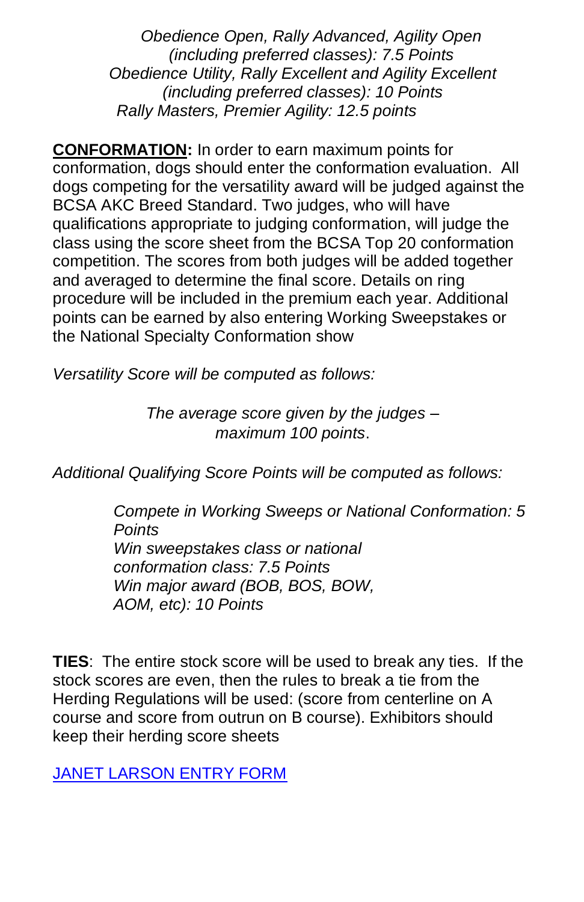*Obedience Open, Rally Advanced, Agility Open (including preferred classes): 7.5 Points*
*Obedience Utility, Rally Excellent and Agility Excellent (including preferred classes): 10 Points*
*Rally Masters, Premier Agility: 12.5 points*

**CONFORMATION:** In order to earn maximum points for conformation, dogs should enter the conformation evaluation. All dogs competing for the versatility award will be judged against the BCSA AKC Breed Standard. Two judges, who will have qualifications appropriate to judging conformation, will judge the class using the score sheet from the BCSA Top 20 conformation competition. The scores from both judges will be added together and averaged to determine the final score. Details on ring procedure will be included in the premium each year. Additional points can be earned by also entering Working Sweepstakes or the National Specialty Conformation show

*Versatility Score will be computed as follows:*

*The average score given by the judges – maximum 100 points*.

*Additional Qualifying Score Points will be computed as follows:*

*Compete in Working Sweeps or National Conformation: 5 Points*
*Win sweepstakes class or national conformation class: 7.5 Points*
*Win major award (BOB, BOS, BOW, AOM, etc): 10 Points*

**TIES**: The entire stock score will be used to break any ties. If the stock scores are even, then the rules to break a tie from the Herding Regulations will be used: (score from centerline on A course and score from outrun on B course). Exhibitors should keep their herding score sheets

JANET LARSON ENTRY FORM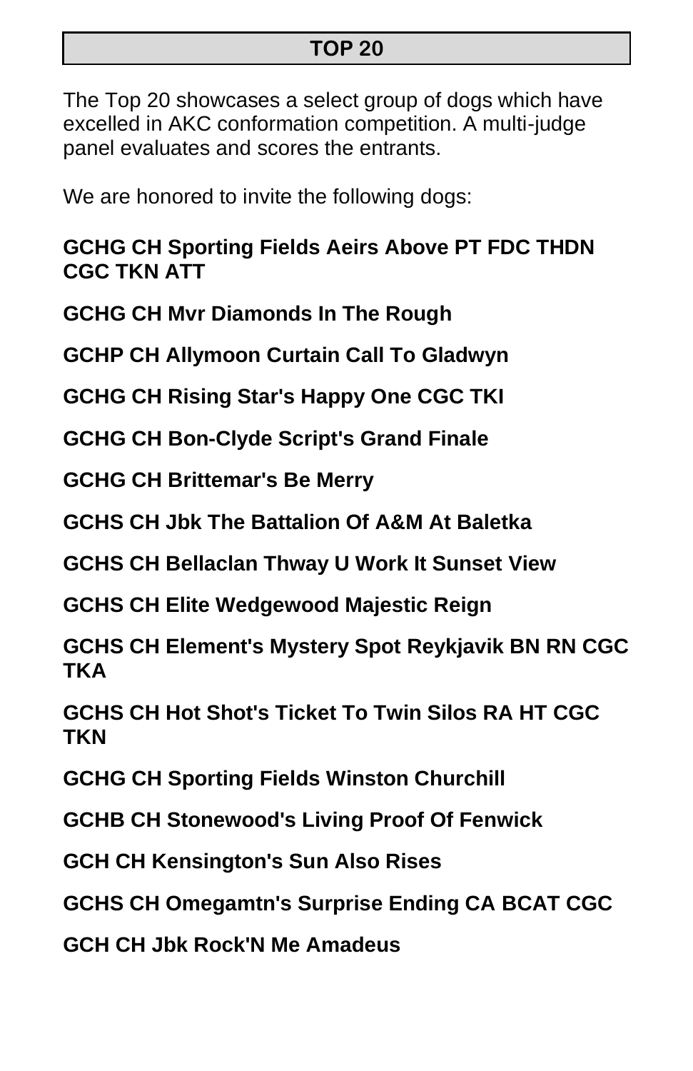## TOP 20

The Top 20 showcases a select group of dogs which have excelled in AKC conformation competition. A multi-judge panel evaluates and scores the entrants.

We are honored to invite the following dogs:

**GCHG CH Sporting Fields Aeirs Above PT FDC THDN CGC TKN ATT**

**GCHG CH Mvr Diamonds In The Rough**

**GCHP CH Allymoon Curtain Call To Gladwyn**

**GCHG CH Rising Star's Happy One CGC TKI**

**GCHG CH Bon-Clyde Script's Grand Finale**

**GCHG CH Brittemar's Be Merry**

**GCHS CH Jbk The Battalion Of A&M At Baletka**

**GCHS CH Bellaclan Thway U Work It Sunset View**

**GCHS CH Elite Wedgewood Majestic Reign**

**GCHS CH Element's Mystery Spot Reykjavik BN RN CGC TKA**

**GCHS CH Hot Shot's Ticket To Twin Silos RA HT CGC TKN**

**GCHG CH Sporting Fields Winston Churchill**

**GCHB CH Stonewood's Living Proof Of Fenwick**

**GCH CH Kensington's Sun Also Rises**

**GCHS CH Omegamtn's Surprise Ending CA BCAT CGC**

**GCH CH Jbk Rock'N Me Amadeus**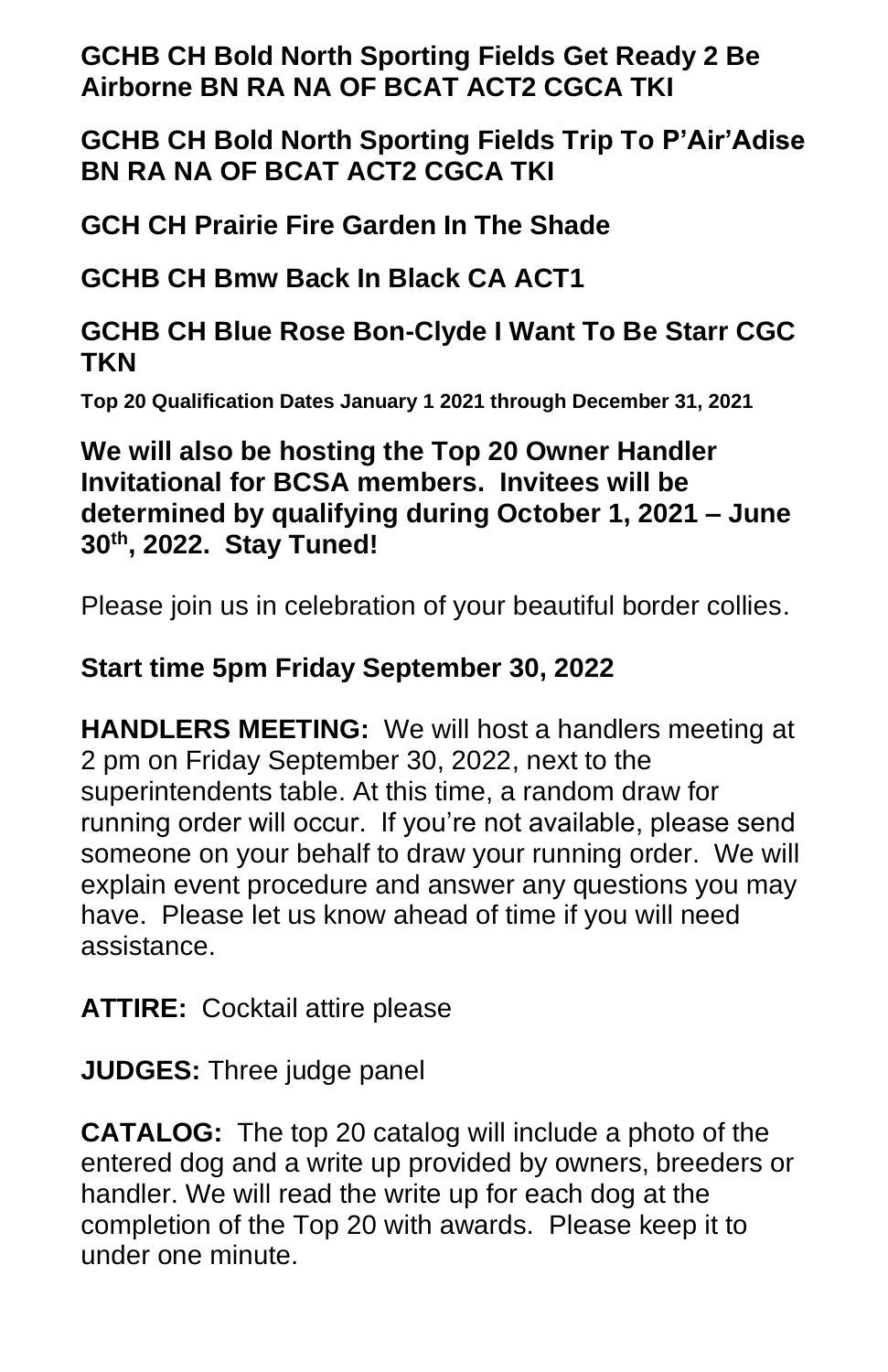**GCHB CH Bold North Sporting Fields Get Ready 2 Be Airborne BN RA NA OF BCAT ACT2 CGCA TKI**

**GCHB CH Bold North Sporting Fields Trip To P'Air'Adise BN RA NA OF BCAT ACT2 CGCA TKI**

**GCH CH Prairie Fire Garden In The Shade**

**GCHB CH Bmw Back In Black CA ACT1**

**GCHB CH Blue Rose Bon-Clyde I Want To Be Starr CGC TKN**

**Top 20 Qualification Dates January 1 2021 through December 31, 2021**

**We will also be hosting the Top 20 Owner Handler Invitational for BCSA members. Invitees will be determined by qualifying during October 1, 2021 – June 30th, 2022. Stay Tuned!**

Please join us in celebration of your beautiful border collies.

**Start time 5pm Friday September 30, 2022**

**HANDLERS MEETING:** We will host a handlers meeting at 2 pm on Friday September 30, 2022, next to the superintendents table. At this time, a random draw for running order will occur. If you're not available, please send someone on your behalf to draw your running order. We will explain event procedure and answer any questions you may have. Please let us know ahead of time if you will need assistance.

**ATTIRE:** Cocktail attire please

**JUDGES:** Three judge panel

**CATALOG:** The top 20 catalog will include a photo of the entered dog and a write up provided by owners, breeders or handler. We will read the write up for each dog at the completion of the Top 20 with awards. Please keep it to under one minute.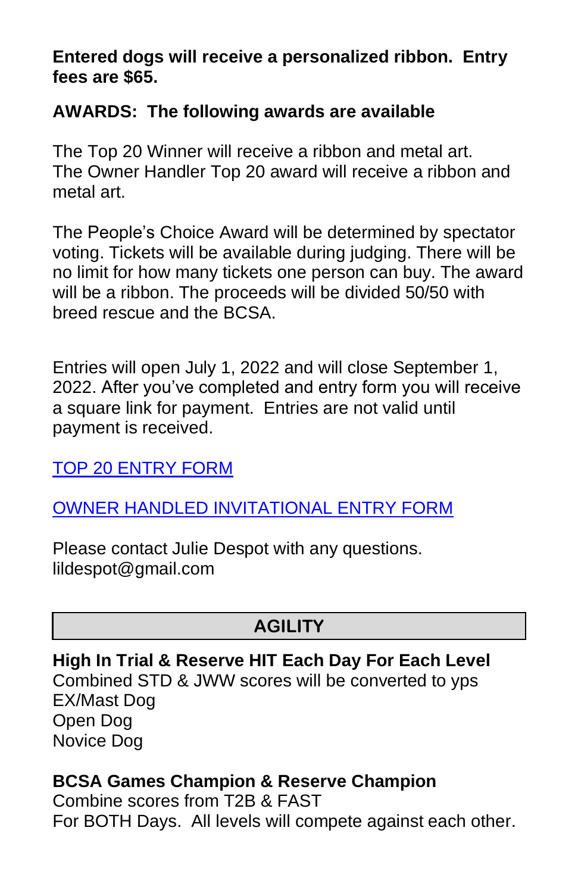**Entered dogs will receive a personalized ribbon.  Entry fees are $65.**

**AWARDS:  The following awards are available**

The Top 20 Winner will receive a ribbon and metal art.
The Owner Handler Top 20 award will receive a ribbon and metal art.

The People's Choice Award will be determined by spectator voting. Tickets will be available during judging. There will be no limit for how many tickets one person can buy. The award will be a ribbon. The proceeds will be divided 50/50 with breed rescue and the BCSA.

Entries will open July 1, 2022 and will close September 1, 2022. After you've completed and entry form you will receive a square link for payment.  Entries are not valid until payment is received.

TOP 20 ENTRY FORM

OWNER HANDLED INVITATIONAL ENTRY FORM

Please contact Julie Despot with any questions.
lildespot@gmail.com

## AGILITY

**High In Trial & Reserve HIT Each Day For Each Level**
Combined STD & JWW scores will be converted to yps
EX/Mast Dog
Open Dog
Novice Dog

**BCSA Games Champion & Reserve Champion**
Combine scores from T2B & FAST
For BOTH Days.  All levels will compete against each other.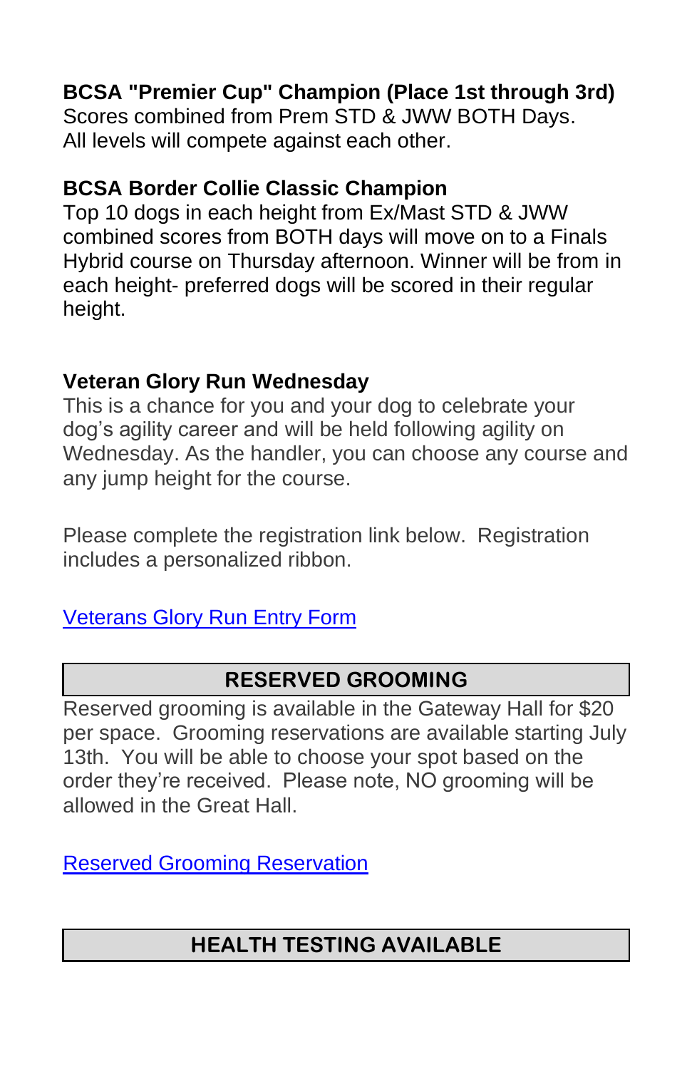**BCSA "Premier Cup" Champion (Place 1st through 3rd)**
Scores combined from Prem STD & JWW BOTH Days.
All levels will compete against each other.

**BCSA Border Collie Classic Champion**
Top 10 dogs in each height from Ex/Mast STD & JWW combined scores from BOTH days will move on to a Finals Hybrid course on Thursday afternoon. Winner will be from in each height- preferred dogs will be scored in their regular height.

**Veteran Glory Run Wednesday**
This is a chance for you and your dog to celebrate your dog's agility career and will be held following agility on Wednesday. As the handler, you can choose any course and any jump height for the course.

Please complete the registration link below. Registration includes a personalized ribbon.

Veterans Glory Run Entry Form

## RESERVED GROOMING

Reserved grooming is available in the Gateway Hall for $20 per space. Grooming reservations are available starting July 13th. You will be able to choose your spot based on the order they're received. Please note, NO grooming will be allowed in the Great Hall.

Reserved Grooming Reservation

## HEALTH TESTING AVAILABLE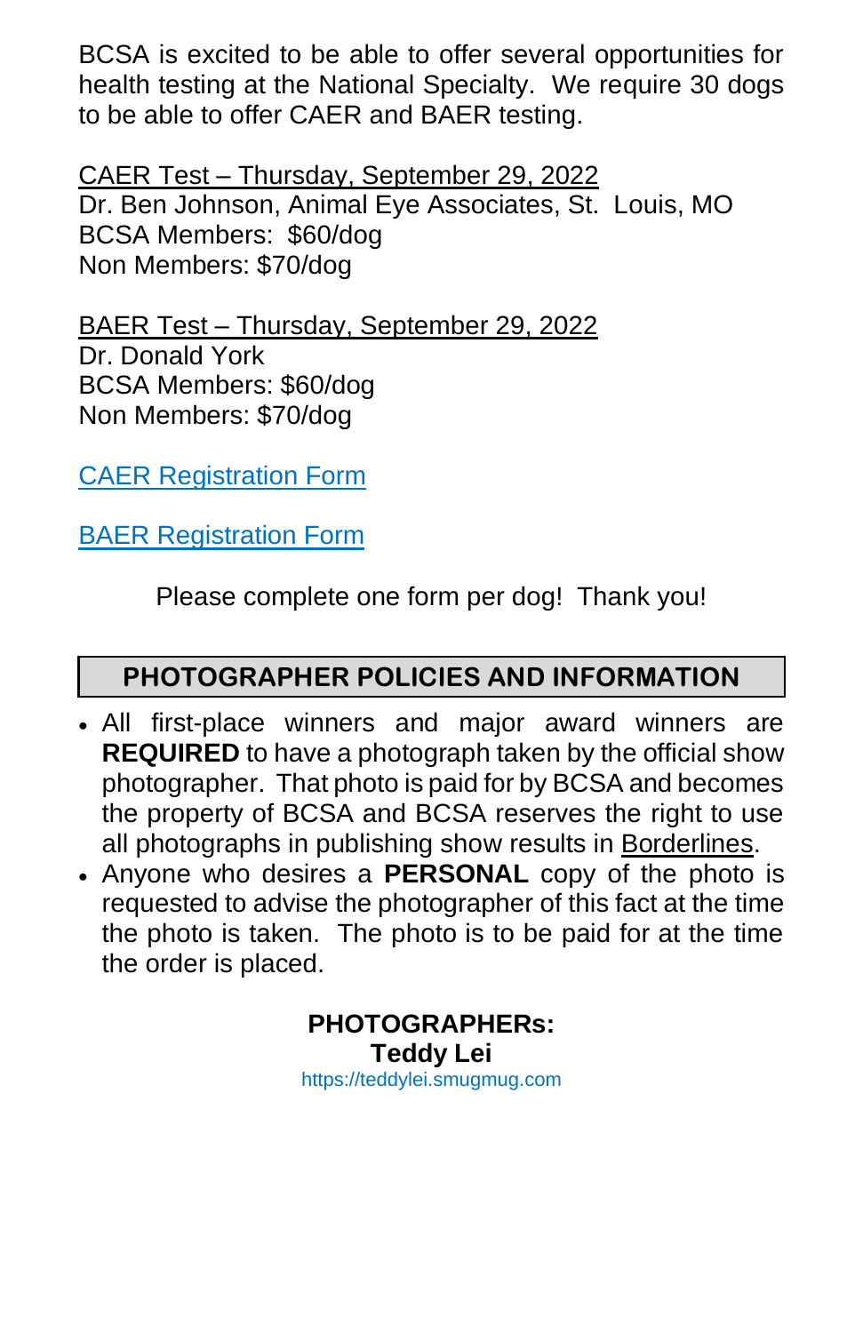BCSA is excited to be able to offer several opportunities for health testing at the National Specialty. We require 30 dogs to be able to offer CAER and BAER testing.

CAER Test – Thursday, September 29, 2022
Dr. Ben Johnson, Animal Eye Associates, St. Louis, MO
BCSA Members: $60/dog
Non Members: $70/dog

BAER Test – Thursday, September 29, 2022
Dr. Donald York
BCSA Members: $60/dog
Non Members: $70/dog

[CAER Registration Form]

[BAER Registration Form]

Please complete one form per dog! Thank you!

## PHOTOGRAPHER POLICIES AND INFORMATION

- All first-place winners and major award winners are **REQUIRED** to have a photograph taken by the official show photographer. That photo is paid for by BCSA and becomes the property of BCSA and BCSA reserves the right to use all photographs in publishing show results in Borderlines.
- Anyone who desires a **PERSONAL** copy of the photo is requested to advise the photographer of this fact at the time the photo is taken. The photo is to be paid for at the time the order is placed.

**PHOTOGRAPHERs:**
**Teddy Lei**
https://teddylei.smugmug.com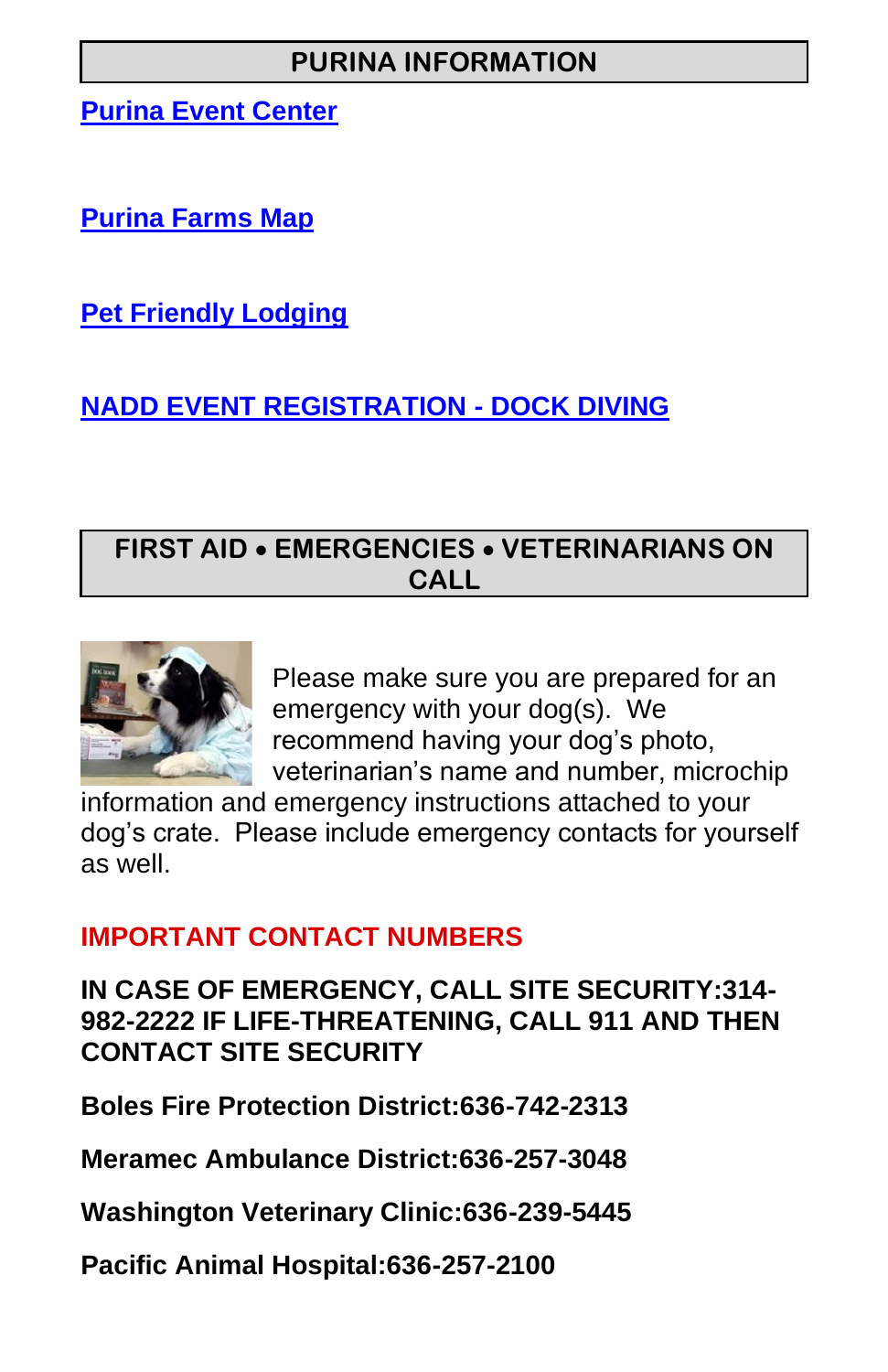## PURINA INFORMATION

**Purina Event Center**

**Purina Farms Map**

**Pet Friendly Lodging**

**NADD EVENT REGISTRATION - DOCK DIVING**

## FIRST AID • EMERGENCIES • VETERINARIANS ON CALL

Please make sure you are prepared for an emergency with your dog(s). We recommend having your dog's photo, veterinarian's name and number, microchip information and emergency instructions attached to your dog's crate. Please include emergency contacts for yourself as well.

**IMPORTANT CONTACT NUMBERS**

**IN CASE OF EMERGENCY, CALL SITE SECURITY:314-982-2222 IF LIFE-THREATENING, CALL 911 AND THEN CONTACT SITE SECURITY**

**Boles Fire Protection District:636-742-2313**

**Meramec Ambulance District:636-257-3048**

**Washington Veterinary Clinic:636-239-5445**

**Pacific Animal Hospital:636-257-2100**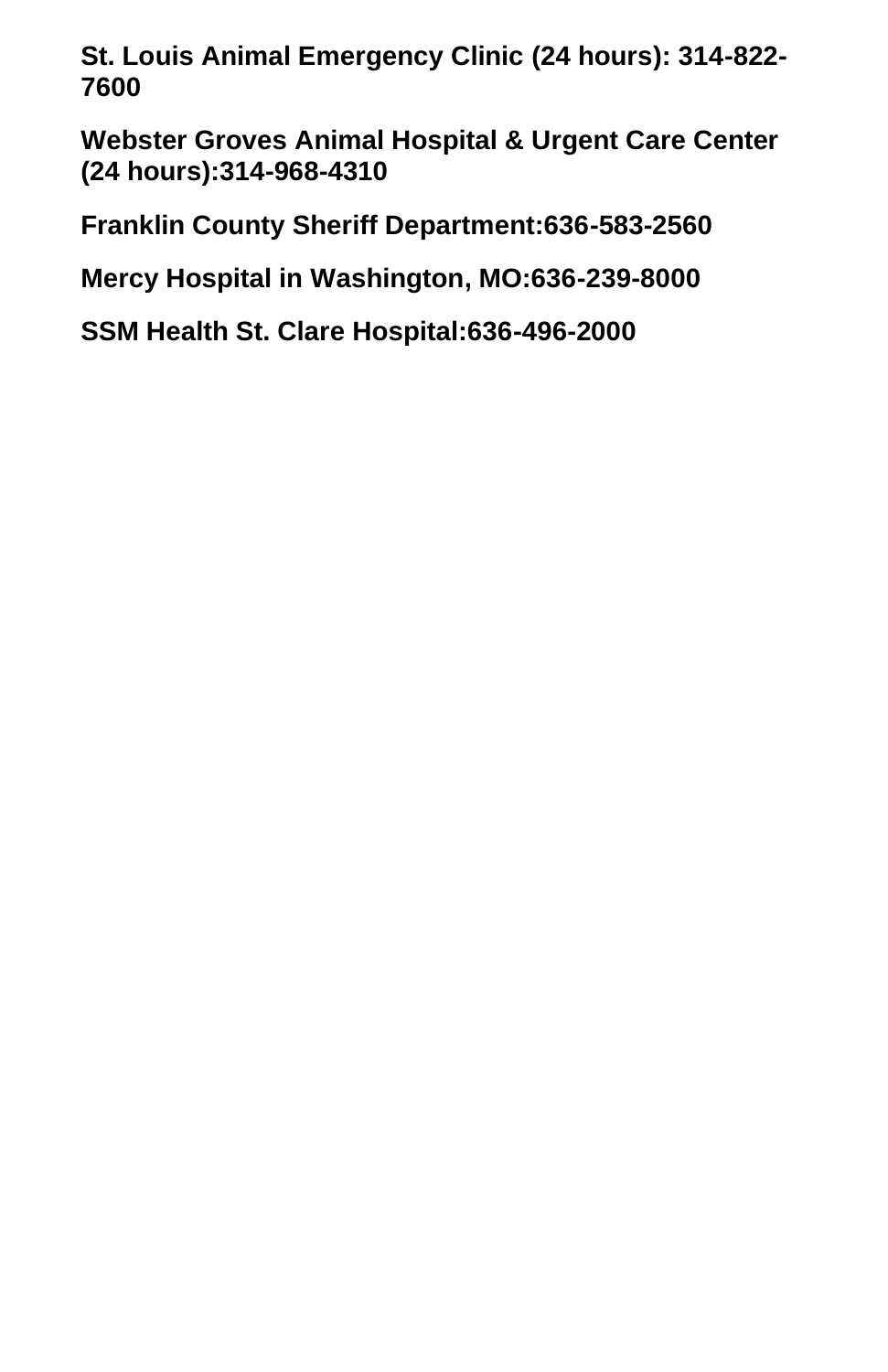**St. Louis Animal Emergency Clinic (24 hours): 314-822-7600**

**Webster Groves Animal Hospital & Urgent Care Center (24 hours):314-968-4310**

**Franklin County Sheriff Department:636-583-2560**

**Mercy Hospital in Washington, MO:636-239-8000**

**SSM Health St. Clare Hospital:636-496-2000**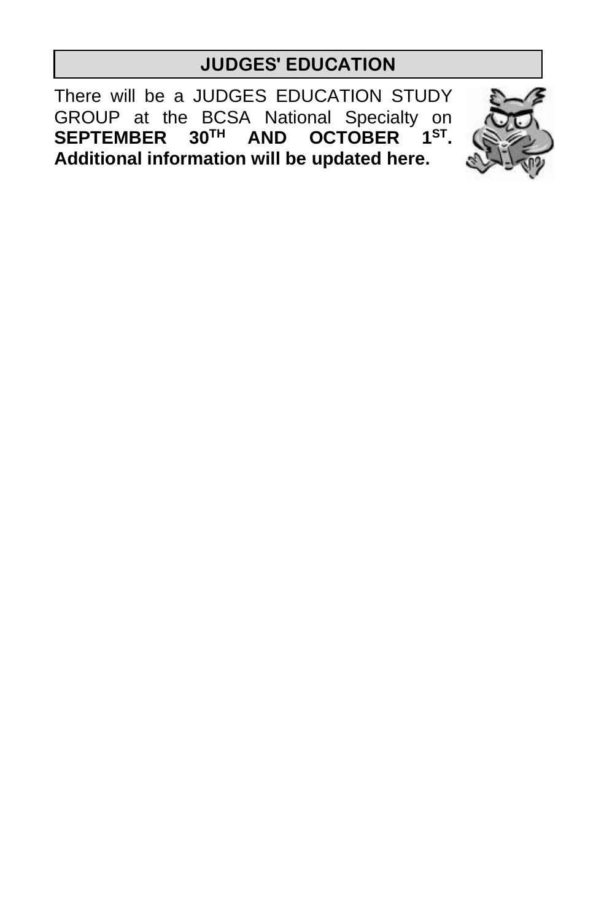## JUDGES' EDUCATION

There will be a JUDGES EDUCATION STUDY GROUP at the BCSA National Specialty on **SEPTEMBER 30TH AND OCTOBER 1ST. Additional information will be updated here.**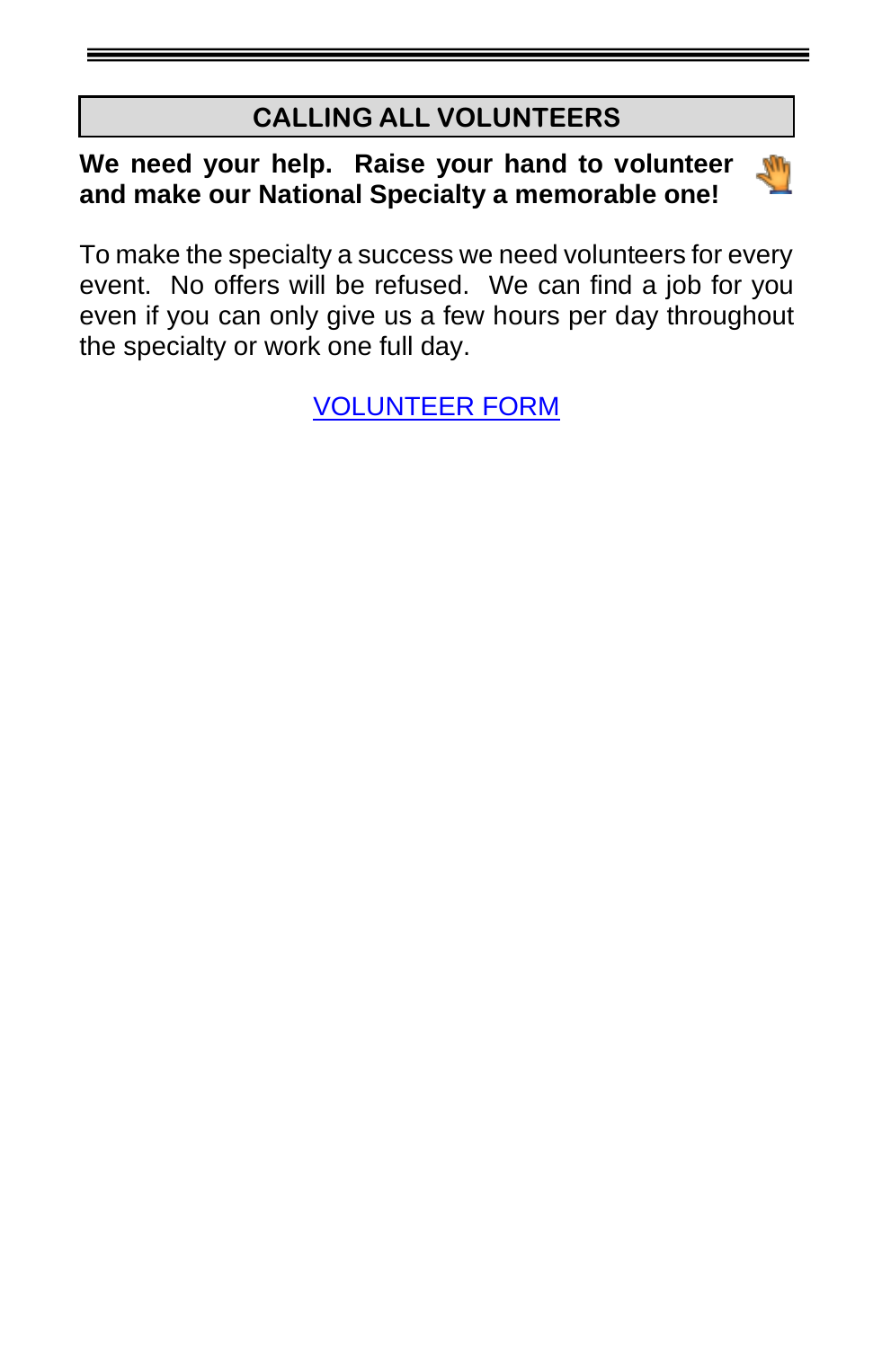## CALLING ALL VOLUNTEERS

**We need your help. Raise your hand to volunteer and make our National Specialty a memorable one!**

To make the specialty a success we need volunteers for every event. No offers will be refused. We can find a job for you even if you can only give us a few hours per day throughout the specialty or work one full day.

VOLUNTEER FORM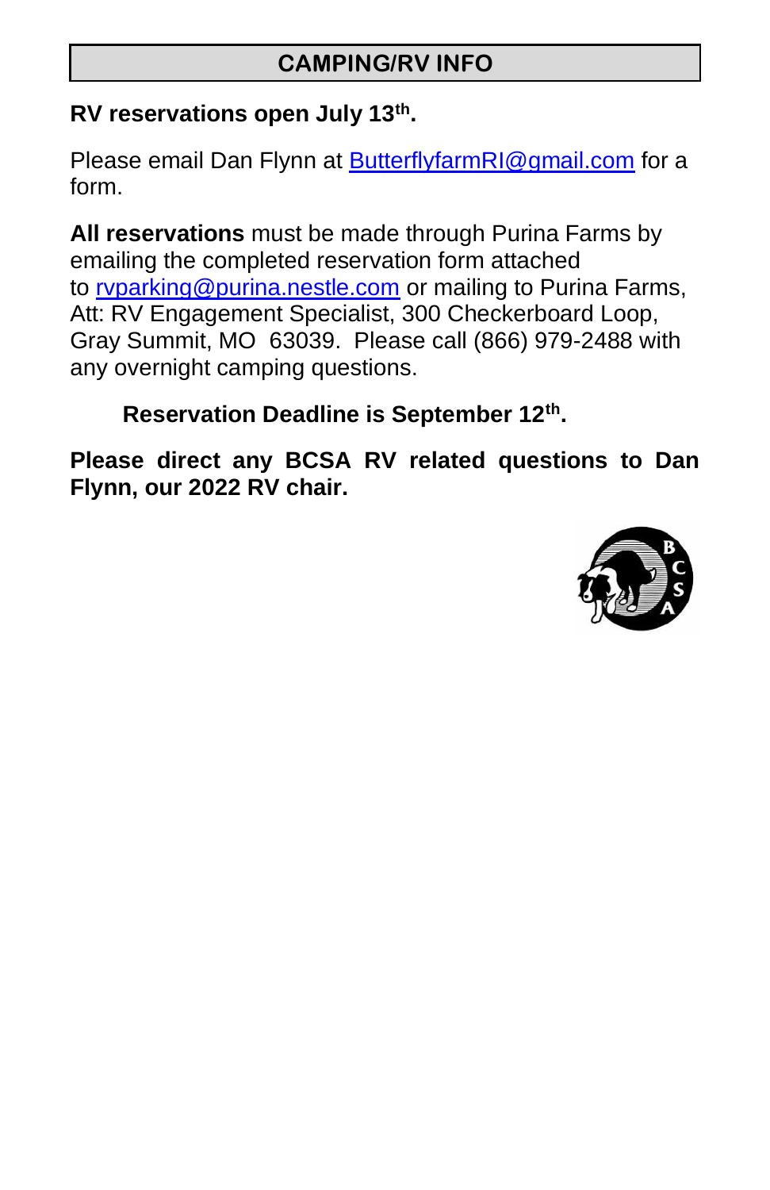## CAMPING/RV INFO

**RV reservations open July 13th.**

Please email Dan Flynn at ButterflyfarmRI@gmail.com for a form.

**All reservations** must be made through Purina Farms by emailing the completed reservation form attached to rvparking@purina.nestle.com or mailing to Purina Farms, Att: RV Engagement Specialist, 300 Checkerboard Loop, Gray Summit, MO 63039. Please call (866) 979-2488 with any overnight camping questions.

**Reservation Deadline is September 12th.**

**Please direct any BCSA RV related questions to Dan Flynn, our 2022 RV chair.**